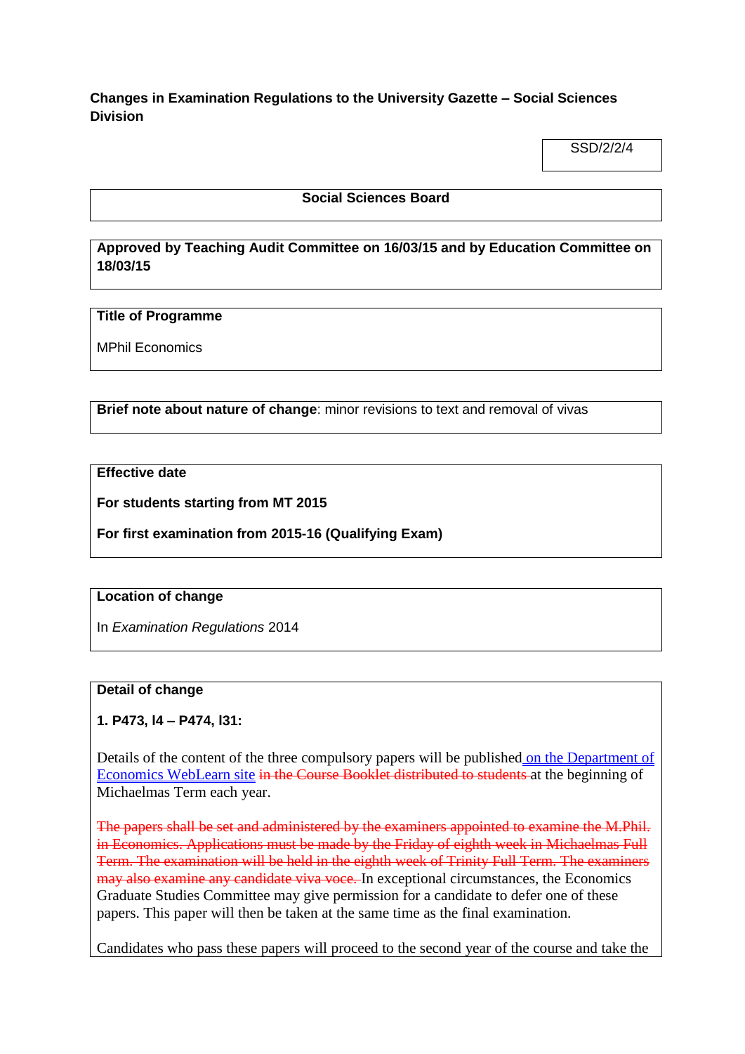**Changes in Examination Regulations to the University Gazette – Social Sciences Division**

SSD/2/2/4

**Social Sciences Board**

**Approved by Teaching Audit Committee on 16/03/15 and by Education Committee on 18/03/15**

**Title of Programme**

MPhil Economics

**Brief note about nature of change**: minor revisions to text and removal of vivas

**Effective date**

**For students starting from MT 2015**

**For first examination from 2015-16 (Qualifying Exam)**

**Location of change**

In *Examination Regulations* 2014

**Detail of change**

**1. P473, l4 – P474, l31:**

Details of the content of the three compulsory papers will be published on the Department of Economics WebLearn site ~~in the Course Booklet distributed to students~~ at the beginning of Michaelmas Term each year.

~~The papers shall be set and administered by the examiners appointed to examine the M.Phil. in Economics. Applications must be made by the Friday of eighth week in Michaelmas Full Term. The examination will be held in the eighth week of Trinity Full Term. The examiners may also examine any candidate viva voce.~~ In exceptional circumstances, the Economics Graduate Studies Committee may give permission for a candidate to defer one of these papers. This paper will then be taken at the same time as the final examination.

Candidates who pass these papers will proceed to the second year of the course and take the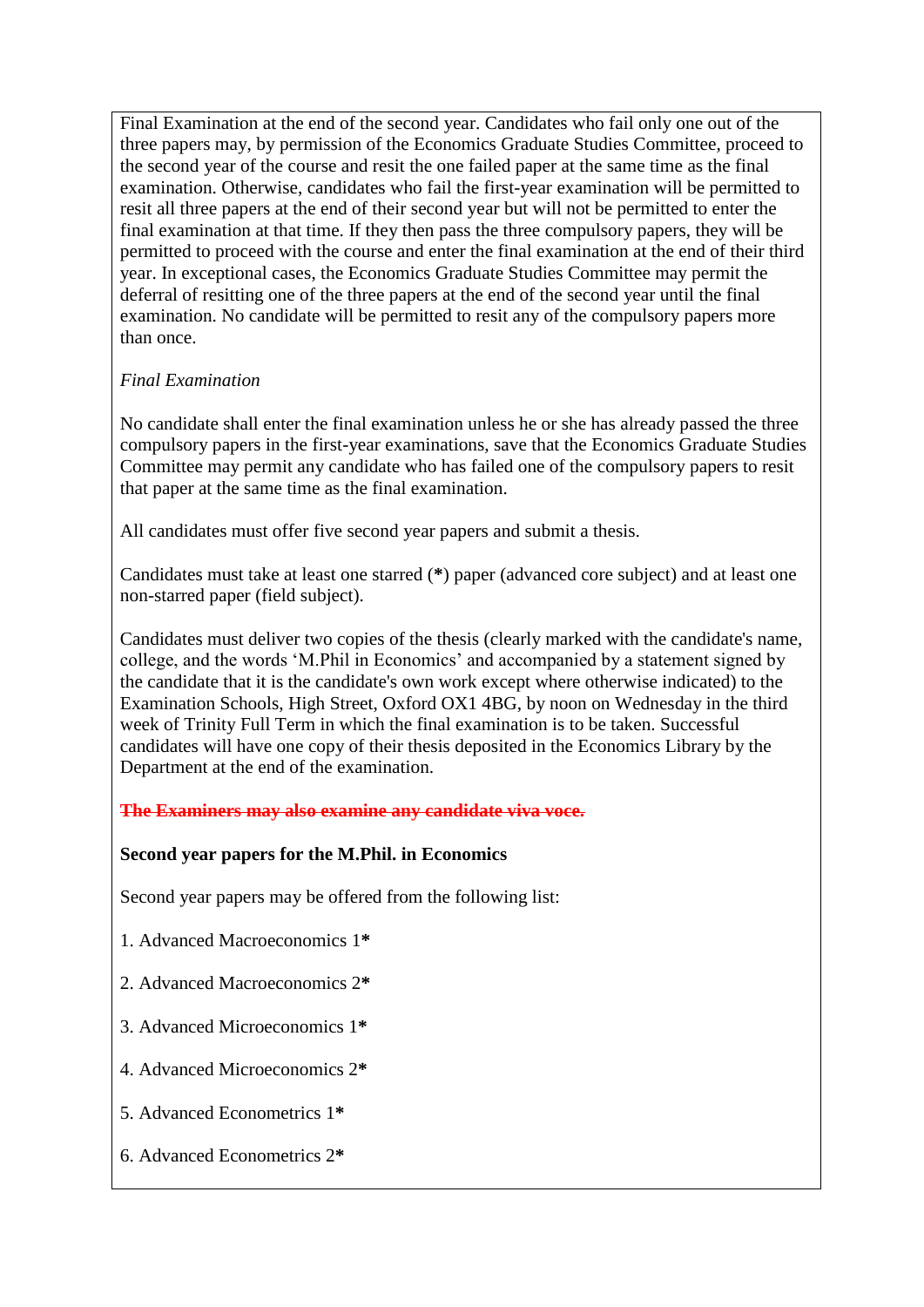Final Examination at the end of the second year. Candidates who fail only one out of the three papers may, by permission of the Economics Graduate Studies Committee, proceed to the second year of the course and resit the one failed paper at the same time as the final examination. Otherwise, candidates who fail the first-year examination will be permitted to resit all three papers at the end of their second year but will not be permitted to enter the final examination at that time. If they then pass the three compulsory papers, they will be permitted to proceed with the course and enter the final examination at the end of their third year. In exceptional cases, the Economics Graduate Studies Committee may permit the deferral of resitting one of the three papers at the end of the second year until the final examination. No candidate will be permitted to resit any of the compulsory papers more than once.

*Final Examination*

No candidate shall enter the final examination unless he or she has already passed the three compulsory papers in the first-year examinations, save that the Economics Graduate Studies Committee may permit any candidate who has failed one of the compulsory papers to resit that paper at the same time as the final examination.

All candidates must offer five second year papers and submit a thesis.

Candidates must take at least one starred (**\***) paper (advanced core subject) and at least one non-starred paper (field subject).

Candidates must deliver two copies of the thesis (clearly marked with the candidate's name, college, and the words 'M.Phil in Economics' and accompanied by a statement signed by the candidate that it is the candidate's own work except where otherwise indicated) to the Examination Schools, High Street, Oxford OX1 4BG, by noon on Wednesday in the third week of Trinity Full Term in which the final examination is to be taken. Successful candidates will have one copy of their thesis deposited in the Economics Library by the Department at the end of the examination.

~~**The Examiners may also examine any candidate viva voce.**~~

**Second year papers for the M.Phil. in Economics**

Second year papers may be offered from the following list:

1. Advanced Macroeconomics 1**\***
2. Advanced Macroeconomics 2**\***
3. Advanced Microeconomics 1**\***
4. Advanced Microeconomics 2**\***
5. Advanced Econometrics 1**\***
6. Advanced Econometrics 2**\***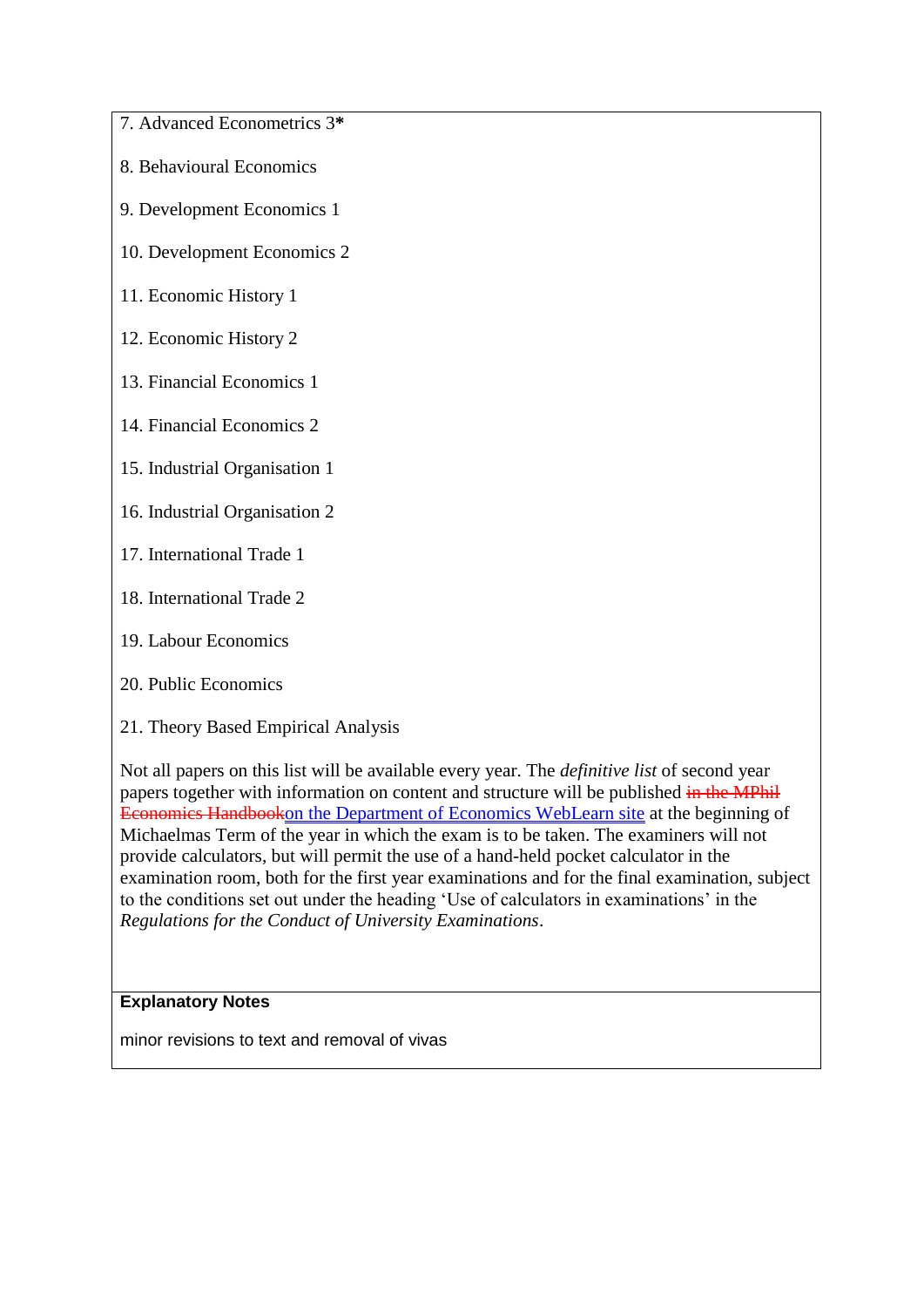7. Advanced Econometrics 3**\***

8. Behavioural Economics

9. Development Economics 1

10. Development Economics 2

11. Economic History 1

12. Economic History 2

13. Financial Economics 1

14. Financial Economics 2

15. Industrial Organisation 1

16. Industrial Organisation 2

17. International Trade 1

18. International Trade 2

19. Labour Economics

20. Public Economics

21. Theory Based Empirical Analysis

Not all papers on this list will be available every year. The *definitive list* of second year papers together with information on content and structure will be published ~~in the MPhil Economics Handbook~~on the Department of Economics WebLearn site at the beginning of Michaelmas Term of the year in which the exam is to be taken. The examiners will not provide calculators, but will permit the use of a hand-held pocket calculator in the examination room, both for the first year examinations and for the final examination, subject to the conditions set out under the heading 'Use of calculators in examinations' in the *Regulations for the Conduct of University Examinations*.

**Explanatory Notes**

minor revisions to text and removal of vivas